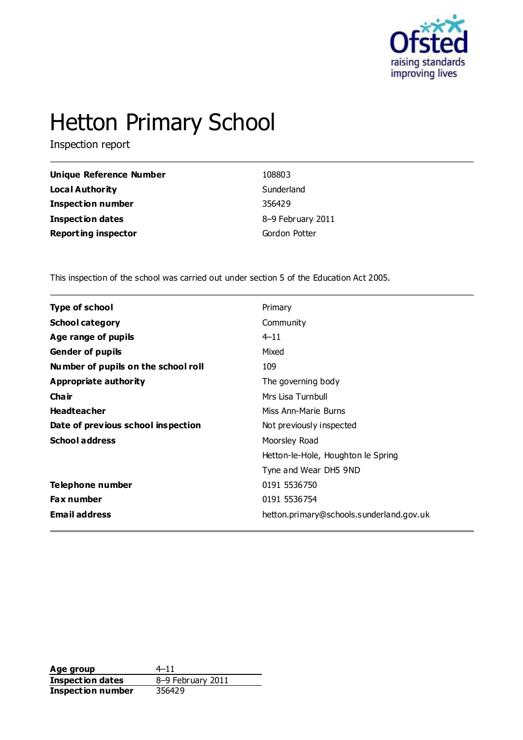# Hetton Primary School

Inspection report

| | |
|---|---|
| **Unique Reference Number** | 108803 |
| **Local Authority** | Sunderland |
| **Inspection number** | 356429 |
| **Inspection dates** | 8–9 February 2011 |
| **Reporting inspector** | Gordon Potter |

This inspection of the school was carried out under section 5 of the Education Act 2005.

| | |
|---|---|
| **Type of school** | Primary |
| **School category** | Community |
| **Age range of pupils** | 4–11 |
| **Gender of pupils** | Mixed |
| **Number of pupils on the school roll** | 109 |
| **Appropriate authority** | The governing body |
| **Chair** | Mrs Lisa Turnbull |
| **Headteacher** | Miss Ann-Marie Burns |
| **Date of previous school inspection** | Not previously inspected |
| **School address** | Moorsley Road<br>Hetton-le-Hole, Houghton le Spring<br>Tyne and Wear DH5 9ND |
| **Telephone number** | 0191 5536750 |
| **Fax number** | 0191 5536754 |
| **Email address** | hetton.primary@schools.sunderland.gov.uk |

| | |
|---|---|
| **Age group** | 4–11 |
| **Inspection dates** | 8–9 February 2011 |
| **Inspection number** | 356429 |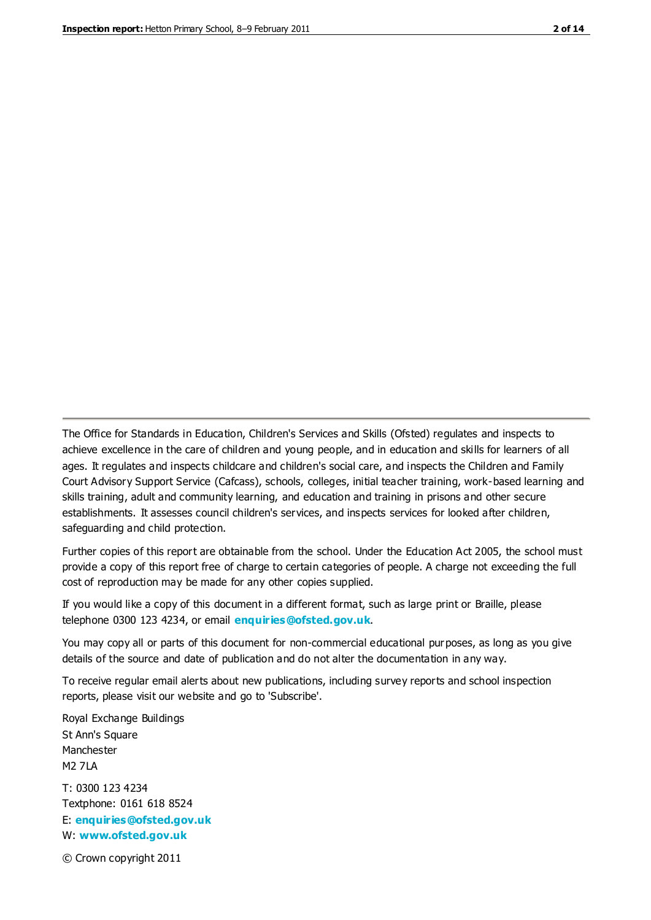The Office for Standards in Education, Children's Services and Skills (Ofsted) regulates and inspects to achieve excellence in the care of children and young people, and in education and skills for learners of all ages. It regulates and inspects childcare and children's social care, and inspects the Children and Family Court Advisory Support Service (Cafcass), schools, colleges, initial teacher training, work-based learning and skills training, adult and community learning, and education and training in prisons and other secure establishments. It assesses council children's services, and inspects services for looked after children, safeguarding and child protection.

Further copies of this report are obtainable from the school. Under the Education Act 2005, the school must provide a copy of this report free of charge to certain categories of people. A charge not exceeding the full cost of reproduction may be made for any other copies supplied.

If you would like a copy of this document in a different format, such as large print or Braille, please telephone 0300 123 4234, or email **enquiries@ofsted.gov.uk**.

You may copy all or parts of this document for non-commercial educational purposes, as long as you give details of the source and date of publication and do not alter the documentation in any way.

To receive regular email alerts about new publications, including survey reports and school inspection reports, please visit our website and go to 'Subscribe'.

Royal Exchange Buildings
St Ann's Square
Manchester
M2 7LA

T: 0300 123 4234
Textphone: 0161 618 8524
E: **enquiries@ofsted.gov.uk**
W: **www.ofsted.gov.uk**

© Crown copyright 2011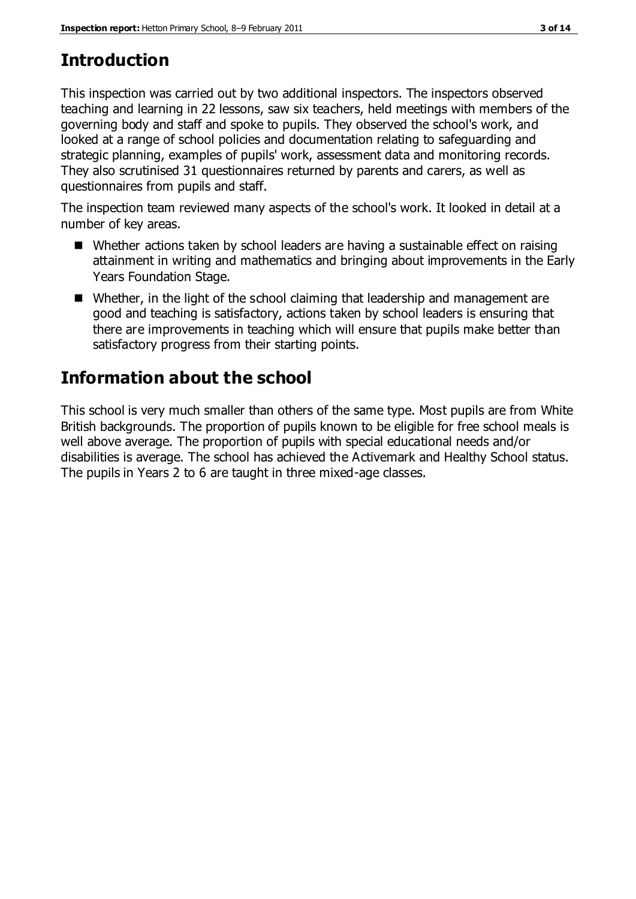## Introduction

This inspection was carried out by two additional inspectors. The inspectors observed teaching and learning in 22 lessons, saw six teachers, held meetings with members of the governing body and staff and spoke to pupils. They observed the school's work, and looked at a range of school policies and documentation relating to safeguarding and strategic planning, examples of pupils' work, assessment data and monitoring records. They also scrutinised 31 questionnaires returned by parents and carers, as well as questionnaires from pupils and staff.

The inspection team reviewed many aspects of the school's work. It looked in detail at a number of key areas.

- Whether actions taken by school leaders are having a sustainable effect on raising attainment in writing and mathematics and bringing about improvements in the Early Years Foundation Stage.
- Whether, in the light of the school claiming that leadership and management are good and teaching is satisfactory, actions taken by school leaders is ensuring that there are improvements in teaching which will ensure that pupils make better than satisfactory progress from their starting points.

## Information about the school

This school is very much smaller than others of the same type. Most pupils are from White British backgrounds. The proportion of pupils known to be eligible for free school meals is well above average. The proportion of pupils with special educational needs and/or disabilities is average. The school has achieved the Activemark and Healthy School status. The pupils in Years 2 to 6 are taught in three mixed-age classes.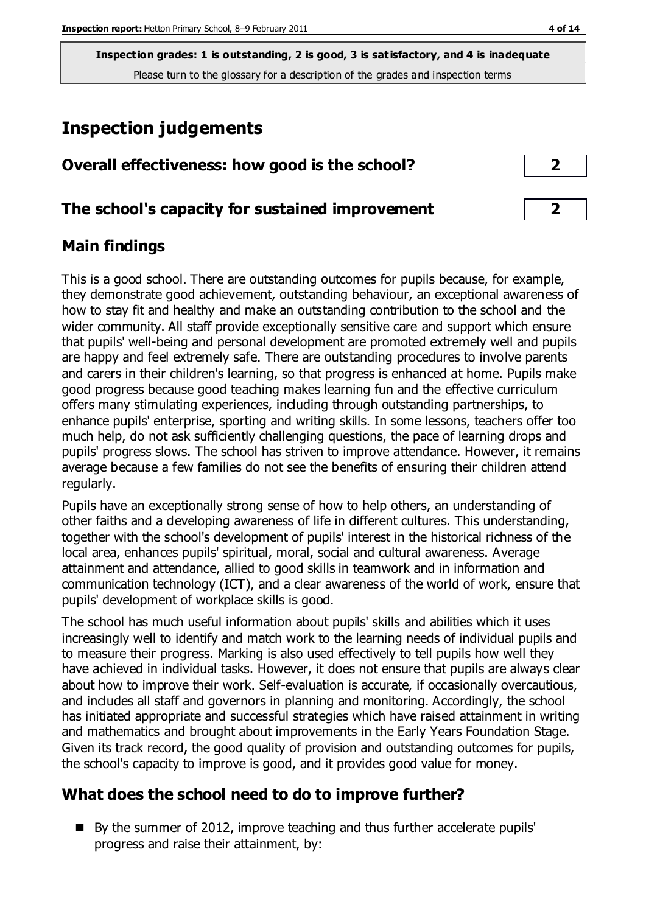**Inspection grades: 1 is outstanding, 2 is good, 3 is satisfactory, and 4 is inadequate**
Please turn to the glossary for a description of the grades and inspection terms

# Inspection judgements

| | |
|---|---|
| **Overall effectiveness: how good is the school?** | **2** |
| **The school's capacity for sustained improvement** | **2** |

## Main findings

This is a good school. There are outstanding outcomes for pupils because, for example, they demonstrate good achievement, outstanding behaviour, an exceptional awareness of how to stay fit and healthy and make an outstanding contribution to the school and the wider community. All staff provide exceptionally sensitive care and support which ensure that pupils' well-being and personal development are promoted extremely well and pupils are happy and feel extremely safe. There are outstanding procedures to involve parents and carers in their children's learning, so that progress is enhanced at home. Pupils make good progress because good teaching makes learning fun and the effective curriculum offers many stimulating experiences, including through outstanding partnerships, to enhance pupils' enterprise, sporting and writing skills. In some lessons, teachers offer too much help, do not ask sufficiently challenging questions, the pace of learning drops and pupils' progress slows. The school has striven to improve attendance. However, it remains average because a few families do not see the benefits of ensuring their children attend regularly.

Pupils have an exceptionally strong sense of how to help others, an understanding of other faiths and a developing awareness of life in different cultures. This understanding, together with the school's development of pupils' interest in the historical richness of the local area, enhances pupils' spiritual, moral, social and cultural awareness. Average attainment and attendance, allied to good skills in teamwork and in information and communication technology (ICT), and a clear awareness of the world of work, ensure that pupils' development of workplace skills is good.

The school has much useful information about pupils' skills and abilities which it uses increasingly well to identify and match work to the learning needs of individual pupils and to measure their progress. Marking is also used effectively to tell pupils how well they have achieved in individual tasks. However, it does not ensure that pupils are always clear about how to improve their work. Self-evaluation is accurate, if occasionally overcautious, and includes all staff and governors in planning and monitoring. Accordingly, the school has initiated appropriate and successful strategies which have raised attainment in writing and mathematics and brought about improvements in the Early Years Foundation Stage. Given its track record, the good quality of provision and outstanding outcomes for pupils, the school's capacity to improve is good, and it provides good value for money.

## What does the school need to do to improve further?

- By the summer of 2012, improve teaching and thus further accelerate pupils' progress and raise their attainment, by: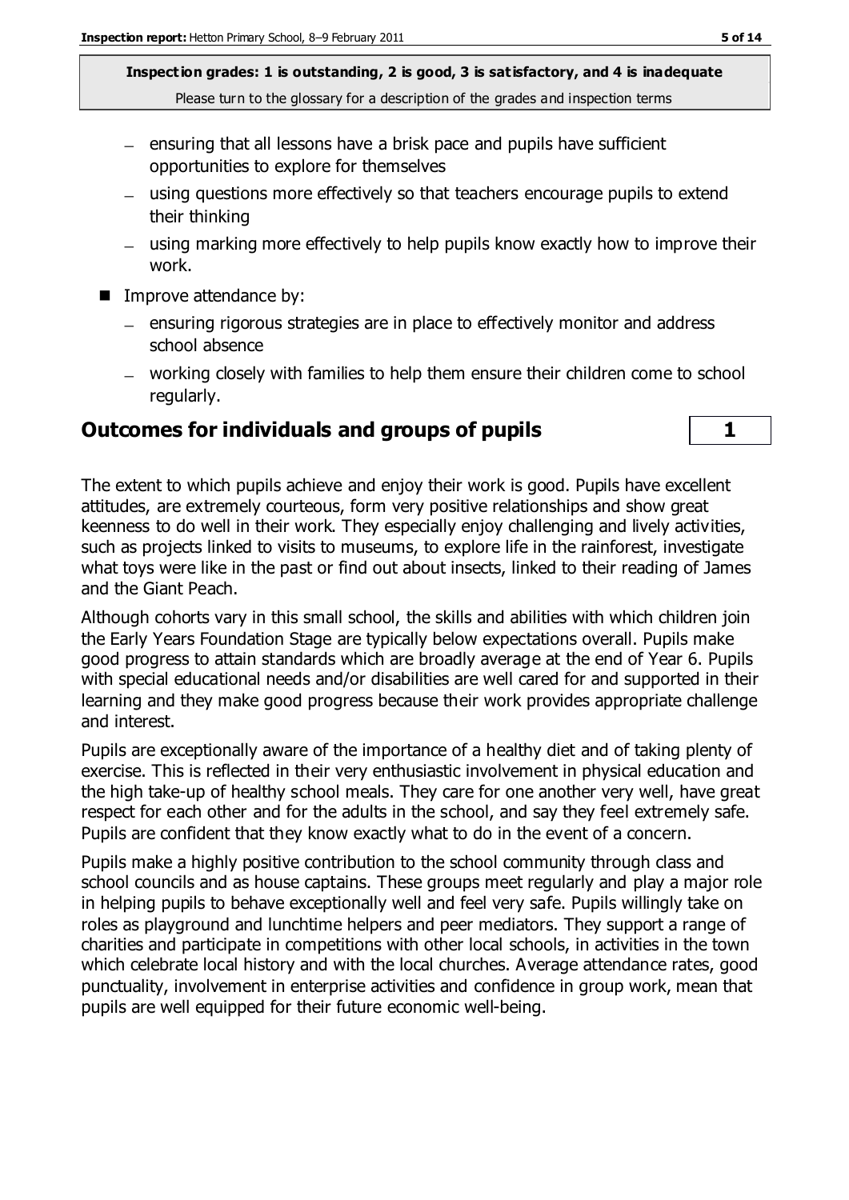- ensuring that all lessons have a brisk pace and pupils have sufficient opportunities to explore for themselves
- using questions more effectively so that teachers encourage pupils to extend their thinking
- using marking more effectively to help pupils know exactly how to improve their work.

- Improve attendance by:
  - ensuring rigorous strategies are in place to effectively monitor and address school absence
  - working closely with families to help them ensure their children come to school regularly.

## Outcomes for individuals and groups of pupils | 1

The extent to which pupils achieve and enjoy their work is good. Pupils have excellent attitudes, are extremely courteous, form very positive relationships and show great keenness to do well in their work. They especially enjoy challenging and lively activities, such as projects linked to visits to museums, to explore life in the rainforest, investigate what toys were like in the past or find out about insects, linked to their reading of James and the Giant Peach.

Although cohorts vary in this small school, the skills and abilities with which children join the Early Years Foundation Stage are typically below expectations overall. Pupils make good progress to attain standards which are broadly average at the end of Year 6. Pupils with special educational needs and/or disabilities are well cared for and supported in their learning and they make good progress because their work provides appropriate challenge and interest.

Pupils are exceptionally aware of the importance of a healthy diet and of taking plenty of exercise. This is reflected in their very enthusiastic involvement in physical education and the high take-up of healthy school meals. They care for one another very well, have great respect for each other and for the adults in the school, and say they feel extremely safe. Pupils are confident that they know exactly what to do in the event of a concern.

Pupils make a highly positive contribution to the school community through class and school councils and as house captains. These groups meet regularly and play a major role in helping pupils to behave exceptionally well and feel very safe. Pupils willingly take on roles as playground and lunchtime helpers and peer mediators. They support a range of charities and participate in competitions with other local schools, in activities in the town which celebrate local history and with the local churches. Average attendance rates, good punctuality, involvement in enterprise activities and confidence in group work, mean that pupils are well equipped for their future economic well-being.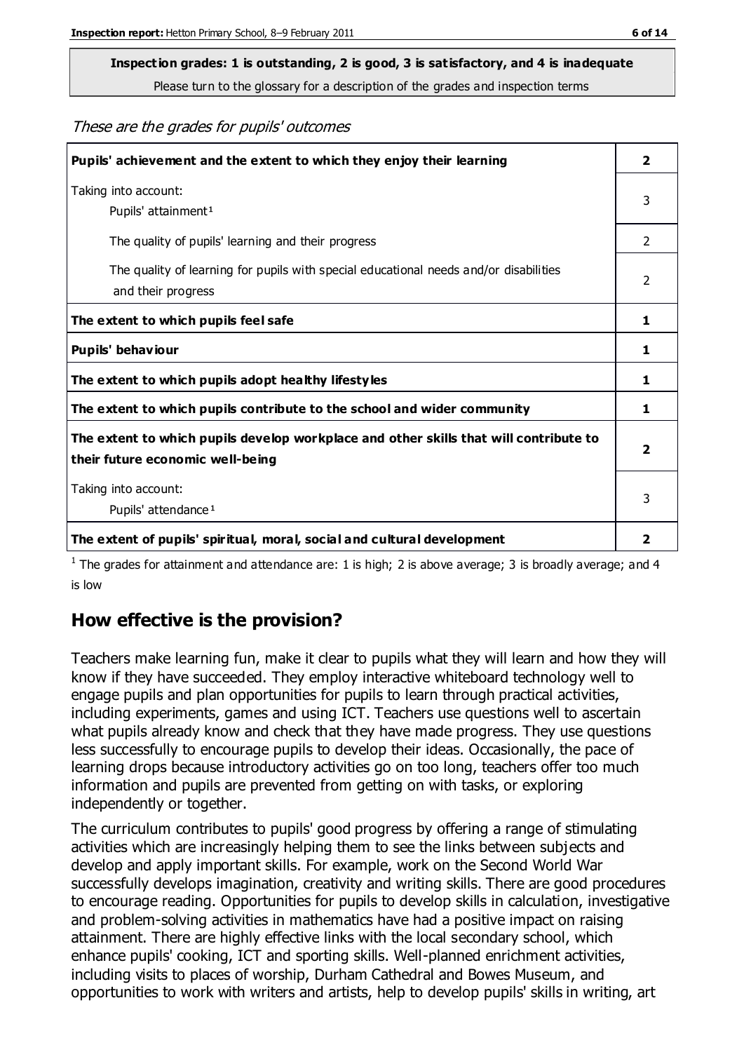**Inspection grades: 1 is outstanding, 2 is good, 3 is satisfactory, and 4 is inadequate**
Please turn to the glossary for a description of the grades and inspection terms

*These are the grades for pupils' outcomes*

| | |
|---|---|
| **Pupils' achievement and the extent to which they enjoy their learning** | **2** |
| Taking into account: Pupils' attainment [1] | 3 |
| The quality of pupils' learning and their progress | 2 |
| The quality of learning for pupils with special educational needs and/or disabilities and their progress | 2 |
| **The extent to which pupils feel safe** | **1** |
| **Pupils' behaviour** | **1** |
| **The extent to which pupils adopt healthy lifestyles** | **1** |
| **The extent to which pupils contribute to the school and wider community** | **1** |
| **The extent to which pupils develop workplace and other skills that will contribute to their future economic well-being** | **2** |
| Taking into account: Pupils' attendance [1] | 3 |
| **The extent of pupils' spiritual, moral, social and cultural development** | **2** |

[1] The grades for attainment and attendance are: 1 is high; 2 is above average; 3 is broadly average; and 4 is low

## How effective is the provision?

Teachers make learning fun, make it clear to pupils what they will learn and how they will know if they have succeeded. They employ interactive whiteboard technology well to engage pupils and plan opportunities for pupils to learn through practical activities, including experiments, games and using ICT. Teachers use questions well to ascertain what pupils already know and check that they have made progress. They use questions less successfully to encourage pupils to develop their ideas. Occasionally, the pace of learning drops because introductory activities go on too long, teachers offer too much information and pupils are prevented from getting on with tasks, or exploring independently or together.

The curriculum contributes to pupils' good progress by offering a range of stimulating activities which are increasingly helping them to see the links between subjects and develop and apply important skills. For example, work on the Second World War successfully develops imagination, creativity and writing skills. There are good procedures to encourage reading. Opportunities for pupils to develop skills in calculation, investigative and problem-solving activities in mathematics have had a positive impact on raising attainment. There are highly effective links with the local secondary school, which enhance pupils' cooking, ICT and sporting skills. Well-planned enrichment activities, including visits to places of worship, Durham Cathedral and Bowes Museum, and opportunities to work with writers and artists, help to develop pupils' skills in writing, art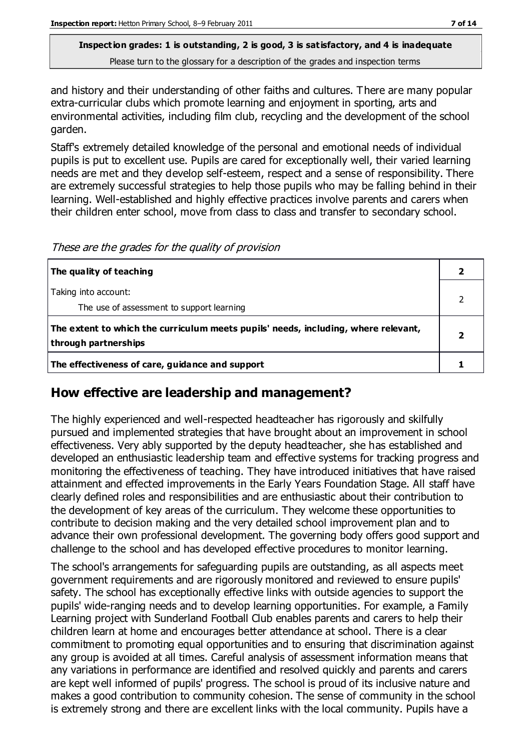and history and their understanding of other faiths and cultures. There are many popular extra-curricular clubs which promote learning and enjoyment in sporting, arts and environmental activities, including film club, recycling and the development of the school garden.

Staff's extremely detailed knowledge of the personal and emotional needs of individual pupils is put to excellent use. Pupils are cared for exceptionally well, their varied learning needs are met and they develop self-esteem, respect and a sense of responsibility. There are extremely successful strategies to help those pupils who may be falling behind in their learning. Well-established and highly effective practices involve parents and carers when their children enter school, move from class to class and transfer to secondary school.

*These are the grades for the quality of provision*

| | |
|---|---|
| **The quality of teaching** | **2** |
| Taking into account:<br>The use of assessment to support learning | 2 |
| **The extent to which the curriculum meets pupils' needs, including, where relevant, through partnerships** | **2** |
| **The effectiveness of care, guidance and support** | **1** |

## How effective are leadership and management?

The highly experienced and well-respected headteacher has rigorously and skilfully pursued and implemented strategies that have brought about an improvement in school effectiveness. Very ably supported by the deputy headteacher, she has established and developed an enthusiastic leadership team and effective systems for tracking progress and monitoring the effectiveness of teaching. They have introduced initiatives that have raised attainment and effected improvements in the Early Years Foundation Stage. All staff have clearly defined roles and responsibilities and are enthusiastic about their contribution to the development of key areas of the curriculum. They welcome these opportunities to contribute to decision making and the very detailed school improvement plan and to advance their own professional development. The governing body offers good support and challenge to the school and has developed effective procedures to monitor learning.

The school's arrangements for safeguarding pupils are outstanding, as all aspects meet government requirements and are rigorously monitored and reviewed to ensure pupils' safety. The school has exceptionally effective links with outside agencies to support the pupils' wide-ranging needs and to develop learning opportunities. For example, a Family Learning project with Sunderland Football Club enables parents and carers to help their children learn at home and encourages better attendance at school. There is a clear commitment to promoting equal opportunities and to ensuring that discrimination against any group is avoided at all times. Careful analysis of assessment information means that any variations in performance are identified and resolved quickly and parents and carers are kept well informed of pupils' progress. The school is proud of its inclusive nature and makes a good contribution to community cohesion. The sense of community in the school is extremely strong and there are excellent links with the local community. Pupils have a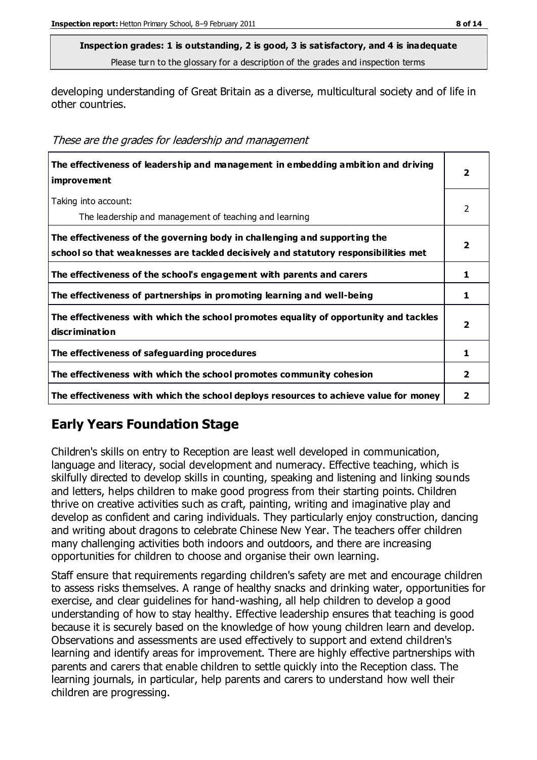**Inspection grades: 1 is outstanding, 2 is good, 3 is satisfactory, and 4 is inadequate**
Please turn to the glossary for a description of the grades and inspection terms

developing understanding of Great Britain as a diverse, multicultural society and of life in other countries.

*These are the grades for leadership and management*

| | |
|---|---|
| **The effectiveness of leadership and management in embedding ambition and driving improvement** | **2** |
| Taking into account:<br>The leadership and management of teaching and learning | 2 |
| **The effectiveness of the governing body in challenging and supporting the school so that weaknesses are tackled decisively and statutory responsibilities met** | **2** |
| **The effectiveness of the school's engagement with parents and carers** | **1** |
| **The effectiveness of partnerships in promoting learning and well-being** | **1** |
| **The effectiveness with which the school promotes equality of opportunity and tackles discrimination** | **2** |
| **The effectiveness of safeguarding procedures** | **1** |
| **The effectiveness with which the school promotes community cohesion** | **2** |
| **The effectiveness with which the school deploys resources to achieve value for money** | **2** |

## Early Years Foundation Stage

Children's skills on entry to Reception are least well developed in communication, language and literacy, social development and numeracy. Effective teaching, which is skilfully directed to develop skills in counting, speaking and listening and linking sounds and letters, helps children to make good progress from their starting points. Children thrive on creative activities such as craft, painting, writing and imaginative play and develop as confident and caring individuals. They particularly enjoy construction, dancing and writing about dragons to celebrate Chinese New Year. The teachers offer children many challenging activities both indoors and outdoors, and there are increasing opportunities for children to choose and organise their own learning.

Staff ensure that requirements regarding children's safety are met and encourage children to assess risks themselves. A range of healthy snacks and drinking water, opportunities for exercise, and clear guidelines for hand-washing, all help children to develop a good understanding of how to stay healthy. Effective leadership ensures that teaching is good because it is securely based on the knowledge of how young children learn and develop. Observations and assessments are used effectively to support and extend children's learning and identify areas for improvement. There are highly effective partnerships with parents and carers that enable children to settle quickly into the Reception class. The learning journals, in particular, help parents and carers to understand how well their children are progressing.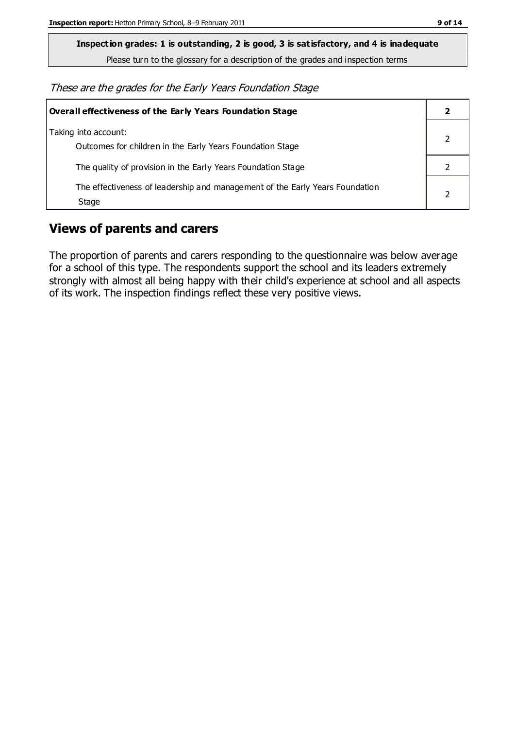**Inspection grades: 1 is outstanding, 2 is good, 3 is satisfactory, and 4 is inadequate**

Please turn to the glossary for a description of the grades and inspection terms

*These are the grades for the Early Years Foundation Stage*

| **Overall effectiveness of the Early Years Foundation Stage** | **2** |
|---|---|
| Taking into account: Outcomes for children in the Early Years Foundation Stage | 2 |
| The quality of provision in the Early Years Foundation Stage | 2 |
| The effectiveness of leadership and management of the Early Years Foundation Stage | 2 |

## Views of parents and carers

The proportion of parents and carers responding to the questionnaire was below average for a school of this type. The respondents support the school and its leaders extremely strongly with almost all being happy with their child's experience at school and all aspects of its work. The inspection findings reflect these very positive views.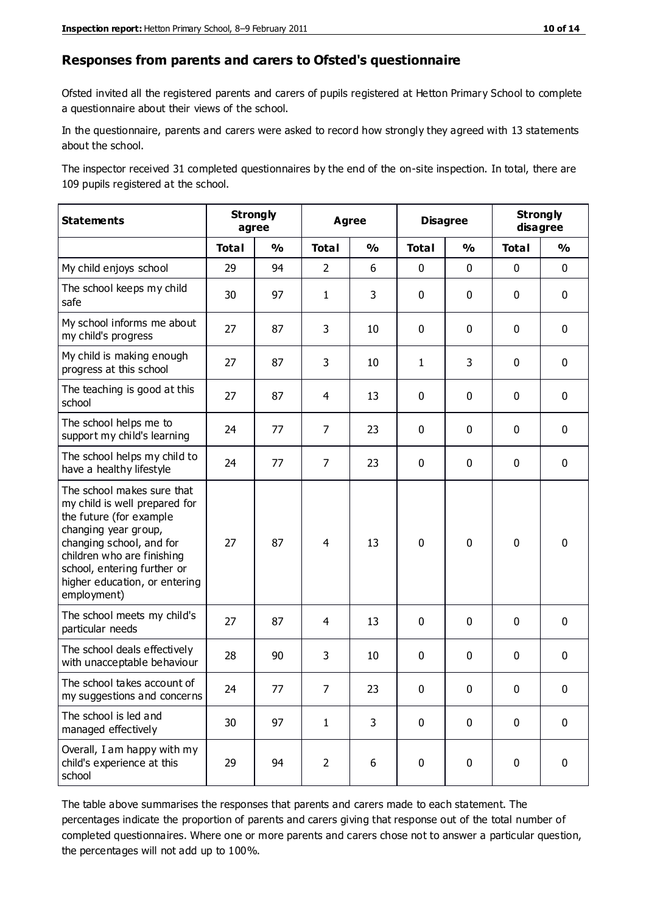## Responses from parents and carers to Ofsted's questionnaire

Ofsted invited all the registered parents and carers of pupils registered at Hetton Primary School to complete a questionnaire about their views of the school.

In the questionnaire, parents and carers were asked to record how strongly they agreed with 13 statements about the school.

The inspector received 31 completed questionnaires by the end of the on-site inspection. In total, there are 109 pupils registered at the school.

| Statements | Strongly agree | | Agree | | Disagree | | Strongly disagree | |
|---|---|---|---|---|---|---|---|---|
| | Total | % | Total | % | Total | % | Total | % |
| My child enjoys school | 29 | 94 | 2 | 6 | 0 | 0 | 0 | 0 |
| The school keeps my child safe | 30 | 97 | 1 | 3 | 0 | 0 | 0 | 0 |
| My school informs me about my child's progress | 27 | 87 | 3 | 10 | 0 | 0 | 0 | 0 |
| My child is making enough progress at this school | 27 | 87 | 3 | 10 | 1 | 3 | 0 | 0 |
| The teaching is good at this school | 27 | 87 | 4 | 13 | 0 | 0 | 0 | 0 |
| The school helps me to support my child's learning | 24 | 77 | 7 | 23 | 0 | 0 | 0 | 0 |
| The school helps my child to have a healthy lifestyle | 24 | 77 | 7 | 23 | 0 | 0 | 0 | 0 |
| The school makes sure that my child is well prepared for the future (for example changing year group, changing school, and for children who are finishing school, entering further or higher education, or entering employment) | 27 | 87 | 4 | 13 | 0 | 0 | 0 | 0 |
| The school meets my child's particular needs | 27 | 87 | 4 | 13 | 0 | 0 | 0 | 0 |
| The school deals effectively with unacceptable behaviour | 28 | 90 | 3 | 10 | 0 | 0 | 0 | 0 |
| The school takes account of my suggestions and concerns | 24 | 77 | 7 | 23 | 0 | 0 | 0 | 0 |
| The school is led and managed effectively | 30 | 97 | 1 | 3 | 0 | 0 | 0 | 0 |
| Overall, I am happy with my child's experience at this school | 29 | 94 | 2 | 6 | 0 | 0 | 0 | 0 |

The table above summarises the responses that parents and carers made to each statement. The percentages indicate the proportion of parents and carers giving that response out of the total number of completed questionnaires. Where one or more parents and carers chose not to answer a particular question, the percentages will not add up to 100%.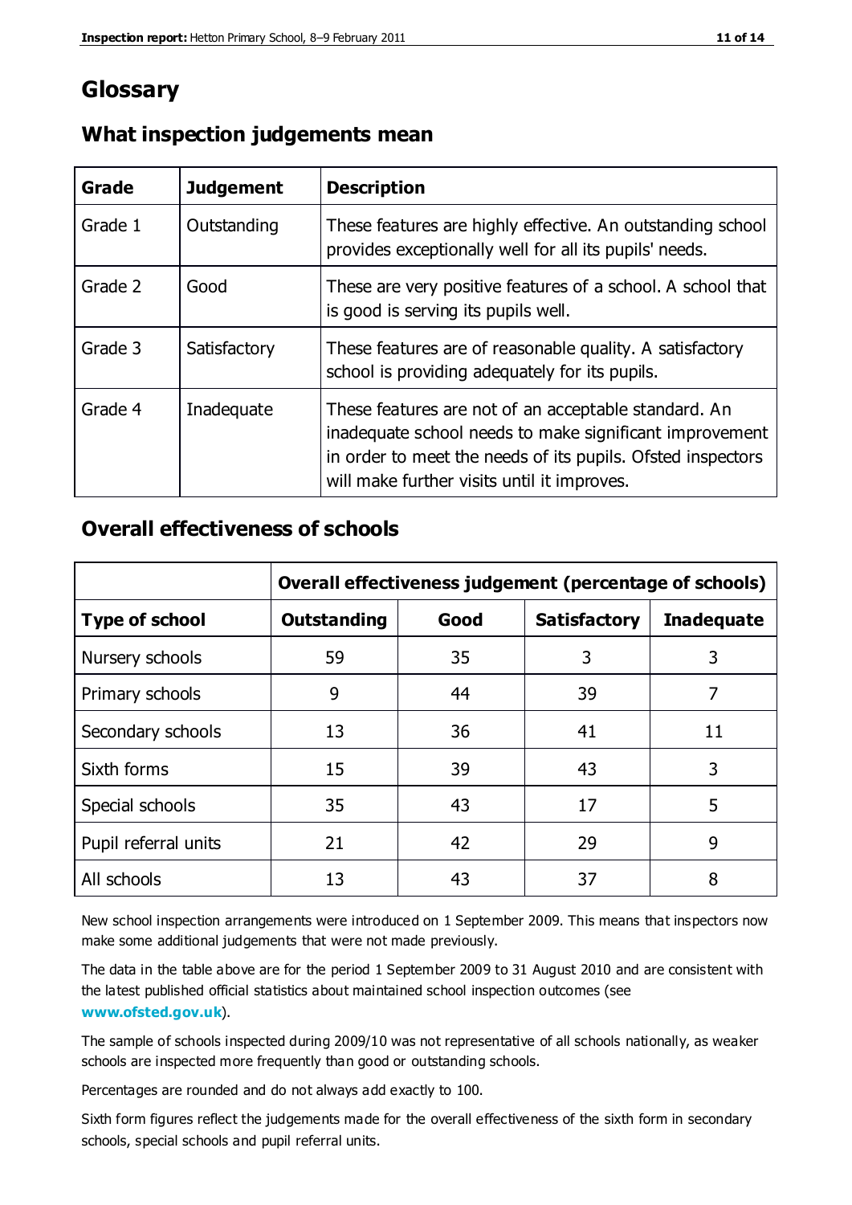# Glossary

## What inspection judgements mean

| Grade | Judgement | Description |
|---|---|---|
| Grade 1 | Outstanding | These features are highly effective. An outstanding school provides exceptionally well for all its pupils' needs. |
| Grade 2 | Good | These are very positive features of a school. A school that is good is serving its pupils well. |
| Grade 3 | Satisfactory | These features are of reasonable quality. A satisfactory school is providing adequately for its pupils. |
| Grade 4 | Inadequate | These features are not of an acceptable standard. An inadequate school needs to make significant improvement in order to meet the needs of its pupils. Ofsted inspectors will make further visits until it improves. |

## Overall effectiveness of schools

| | Overall effectiveness judgement (percentage of schools) | | | |
|---|---|---|---|---|
| **Type of school** | **Outstanding** | **Good** | **Satisfactory** | **Inadequate** |
| Nursery schools | 59 | 35 | 3 | 3 |
| Primary schools | 9 | 44 | 39 | 7 |
| Secondary schools | 13 | 36 | 41 | 11 |
| Sixth forms | 15 | 39 | 43 | 3 |
| Special schools | 35 | 43 | 17 | 5 |
| Pupil referral units | 21 | 42 | 29 | 9 |
| All schools | 13 | 43 | 37 | 8 |

New school inspection arrangements were introduced on 1 September 2009. This means that inspectors now make some additional judgements that were not made previously.

The data in the table above are for the period 1 September 2009 to 31 August 2010 and are consistent with the latest published official statistics about maintained school inspection outcomes (see **www.ofsted.gov.uk**).

The sample of schools inspected during 2009/10 was not representative of all schools nationally, as weaker schools are inspected more frequently than good or outstanding schools.

Percentages are rounded and do not always add exactly to 100.

Sixth form figures reflect the judgements made for the overall effectiveness of the sixth form in secondary schools, special schools and pupil referral units.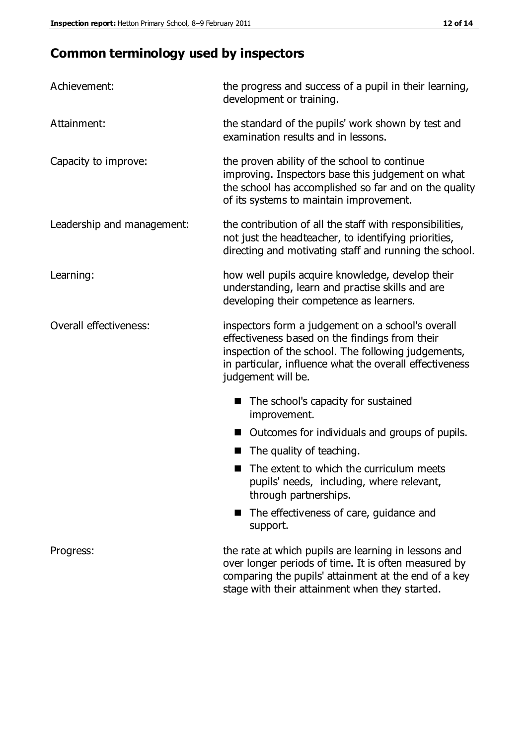## Common terminology used by inspectors

**Achievement:** the progress and success of a pupil in their learning, development or training.

**Attainment:** the standard of the pupils' work shown by test and examination results and in lessons.

**Capacity to improve:** the proven ability of the school to continue improving. Inspectors base this judgement on what the school has accomplished so far and on the quality of its systems to maintain improvement.

**Leadership and management:** the contribution of all the staff with responsibilities, not just the headteacher, to identifying priorities, directing and motivating staff and running the school.

**Learning:** how well pupils acquire knowledge, develop their understanding, learn and practise skills and are developing their competence as learners.

**Overall effectiveness:** inspectors form a judgement on a school's overall effectiveness based on the findings from their inspection of the school. The following judgements, in particular, influence what the overall effectiveness judgement will be.

- The school's capacity for sustained improvement.
- Outcomes for individuals and groups of pupils.
- The quality of teaching.
- The extent to which the curriculum meets pupils' needs, including, where relevant, through partnerships.
- The effectiveness of care, guidance and support.

**Progress:** the rate at which pupils are learning in lessons and over longer periods of time. It is often measured by comparing the pupils' attainment at the end of a key stage with their attainment when they started.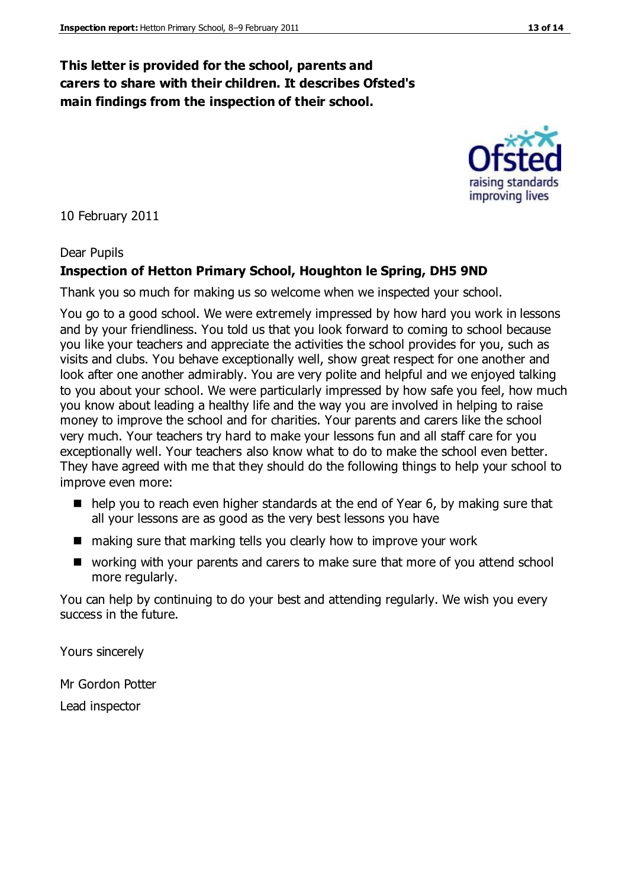**This letter is provided for the school, parents and carers to share with their children. It describes Ofsted's main findings from the inspection of their school.**

10 February 2011

Dear Pupils

**Inspection of Hetton Primary School, Houghton le Spring, DH5 9ND**

Thank you so much for making us so welcome when we inspected your school.

You go to a good school. We were extremely impressed by how hard you work in lessons and by your friendliness. You told us that you look forward to coming to school because you like your teachers and appreciate the activities the school provides for you, such as visits and clubs. You behave exceptionally well, show great respect for one another and look after one another admirably. You are very polite and helpful and we enjoyed talking to you about your school. We were particularly impressed by how safe you feel, how much you know about leading a healthy life and the way you are involved in helping to raise money to improve the school and for charities. Your parents and carers like the school very much. Your teachers try hard to make your lessons fun and all staff care for you exceptionally well. Your teachers also know what to do to make the school even better. They have agreed with me that they should do the following things to help your school to improve even more:

- help you to reach even higher standards at the end of Year 6, by making sure that all your lessons are as good as the very best lessons you have
- making sure that marking tells you clearly how to improve your work
- working with your parents and carers to make sure that more of you attend school more regularly.

You can help by continuing to do your best and attending regularly. We wish you every success in the future.

Yours sincerely

Mr Gordon Potter

Lead inspector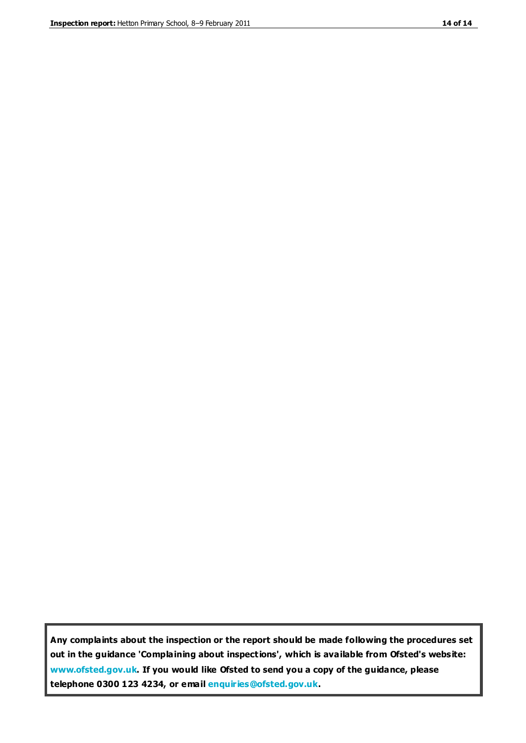**Any complaints about the inspection or the report should be made following the procedures set out in the guidance 'Complaining about inspections', which is available from Ofsted's website: www.ofsted.gov.uk. If you would like Ofsted to send you a copy of the guidance, please telephone 0300 123 4234, or email enquiries@ofsted.gov.uk.**